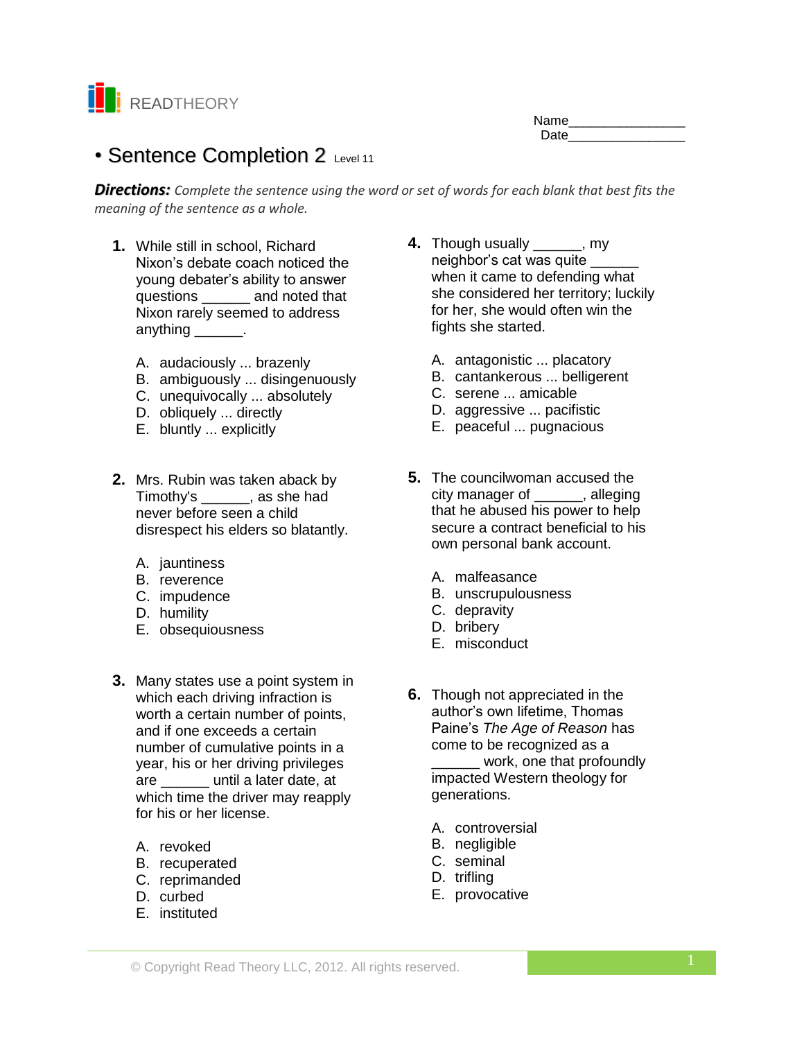READTHEORY

Name________________
Date________________

# • Sentence Completion 2 Level 11

***Directions:*** *Complete the sentence using the word or set of words for each blank that best fits the meaning of the sentence as a whole.*

**1.** While still in school, Richard Nixon's debate coach noticed the young debater's ability to answer questions ______ and noted that Nixon rarely seemed to address anything ______.

A. audaciously ... brazenly
B. ambiguously ... disingenuously
C. unequivocally ... absolutely
D. obliquely ... directly
E. bluntly ... explicitly

**2.** Mrs. Rubin was taken aback by Timothy's ______, as she had never before seen a child disrespect his elders so blatantly.

A. jauntiness
B. reverence
C. impudence
D. humility
E. obsequiousness

**3.** Many states use a point system in which each driving infraction is worth a certain number of points, and if one exceeds a certain number of cumulative points in a year, his or her driving privileges are ______ until a later date, at which time the driver may reapply for his or her license.

A. revoked
B. recuperated
C. reprimanded
D. curbed
E. instituted

**4.** Though usually ______, my neighbor's cat was quite ______ when it came to defending what she considered her territory; luckily for her, she would often win the fights she started.

A. antagonistic ... placatory
B. cantankerous ... belligerent
C. serene ... amicable
D. aggressive ... pacifistic
E. peaceful ... pugnacious

**5.** The councilwoman accused the city manager of ______, alleging that he abused his power to help secure a contract beneficial to his own personal bank account.

A. malfeasance
B. unscrupulousness
C. depravity
D. bribery
E. misconduct

**6.** Though not appreciated in the author's own lifetime, Thomas Paine's *The Age of Reason* has come to be recognized as a ______ work, one that profoundly impacted Western theology for generations.

A. controversial
B. negligible
C. seminal
D. trifling
E. provocative

© Copyright Read Theory LLC, 2012. All rights reserved.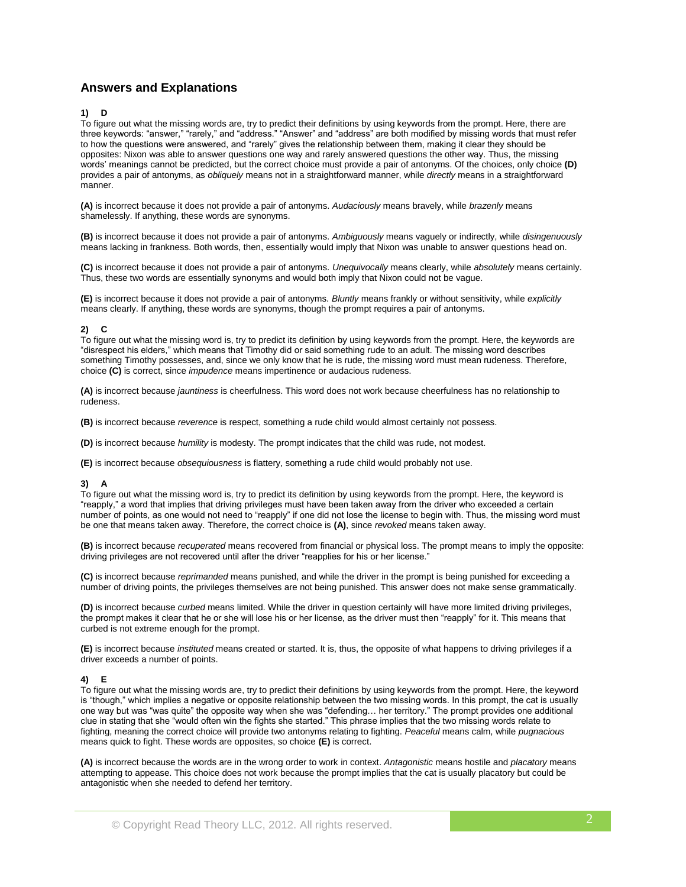## Answers and Explanations

**1) D**

To figure out what the missing words are, try to predict their definitions by using keywords from the prompt. Here, there are three keywords: "answer," "rarely," and "address." "Answer" and "address" are both modified by missing words that must refer to how the questions were answered, and "rarely" gives the relationship between them, making it clear they should be opposites: Nixon was able to answer questions one way and rarely answered questions the other way. Thus, the missing words' meanings cannot be predicted, but the correct choice must provide a pair of antonyms. Of the choices, only choice **(D)** provides a pair of antonyms, as *obliquely* means not in a straightforward manner, while *directly* means in a straightforward manner.

**(A)** is incorrect because it does not provide a pair of antonyms. *Audaciously* means bravely, while *brazenly* means shamelessly. If anything, these words are synonyms.

**(B)** is incorrect because it does not provide a pair of antonyms. *Ambiguously* means vaguely or indirectly, while *disingenuously* means lacking in frankness. Both words, then, essentially would imply that Nixon was unable to answer questions head on.

**(C)** is incorrect because it does not provide a pair of antonyms. *Unequivocally* means clearly, while *absolutely* means certainly. Thus, these two words are essentially synonyms and would both imply that Nixon could not be vague.

**(E)** is incorrect because it does not provide a pair of antonyms. *Bluntly* means frankly or without sensitivity, while *explicitly* means clearly. If anything, these words are synonyms, though the prompt requires a pair of antonyms.

**2) C**

To figure out what the missing word is, try to predict its definition by using keywords from the prompt. Here, the keywords are "disrespect his elders," which means that Timothy did or said something rude to an adult. The missing word describes something Timothy possesses, and, since we only know that he is rude, the missing word must mean rudeness. Therefore, choice **(C)** is correct, since *impudence* means impertinence or audacious rudeness.

**(A)** is incorrect because *jauntiness* is cheerfulness. This word does not work because cheerfulness has no relationship to rudeness.

**(B)** is incorrect because *reverence* is respect, something a rude child would almost certainly not possess.

**(D)** is incorrect because *humility* is modesty. The prompt indicates that the child was rude, not modest.

**(E)** is incorrect because *obsequiousness* is flattery, something a rude child would probably not use.

**3) A**

To figure out what the missing word is, try to predict its definition by using keywords from the prompt. Here, the keyword is "reapply," a word that implies that driving privileges must have been taken away from the driver who exceeded a certain number of points, as one would not need to "reapply" if one did not lose the license to begin with. Thus, the missing word must be one that means taken away. Therefore, the correct choice is **(A)**, since *revoked* means taken away.

**(B)** is incorrect because *recuperated* means recovered from financial or physical loss. The prompt means to imply the opposite: driving privileges are not recovered until after the driver "reapplies for his or her license."

**(C)** is incorrect because *reprimanded* means punished, and while the driver in the prompt is being punished for exceeding a number of driving points, the privileges themselves are not being punished. This answer does not make sense grammatically.

**(D)** is incorrect because *curbed* means limited. While the driver in question certainly will have more limited driving privileges, the prompt makes it clear that he or she will lose his or her license, as the driver must then "reapply" for it. This means that curbed is not extreme enough for the prompt.

**(E)** is incorrect because *instituted* means created or started. It is, thus, the opposite of what happens to driving privileges if a driver exceeds a number of points.

**4) E**

To figure out what the missing words are, try to predict their definitions by using keywords from the prompt. Here, the keyword is "though," which implies a negative or opposite relationship between the two missing words. In this prompt, the cat is usually one way but was "was quite" the opposite way when she was "defending… her territory." The prompt provides one additional clue in stating that she "would often win the fights she started." This phrase implies that the two missing words relate to fighting, meaning the correct choice will provide two antonyms relating to fighting. *Peaceful* means calm, while *pugnacious* means quick to fight. These words are opposites, so choice **(E)** is correct.

**(A)** is incorrect because the words are in the wrong order to work in context. *Antagonistic* means hostile and *placatory* means attempting to appease. This choice does not work because the prompt implies that the cat is usually placatory but could be antagonistic when she needed to defend her territory.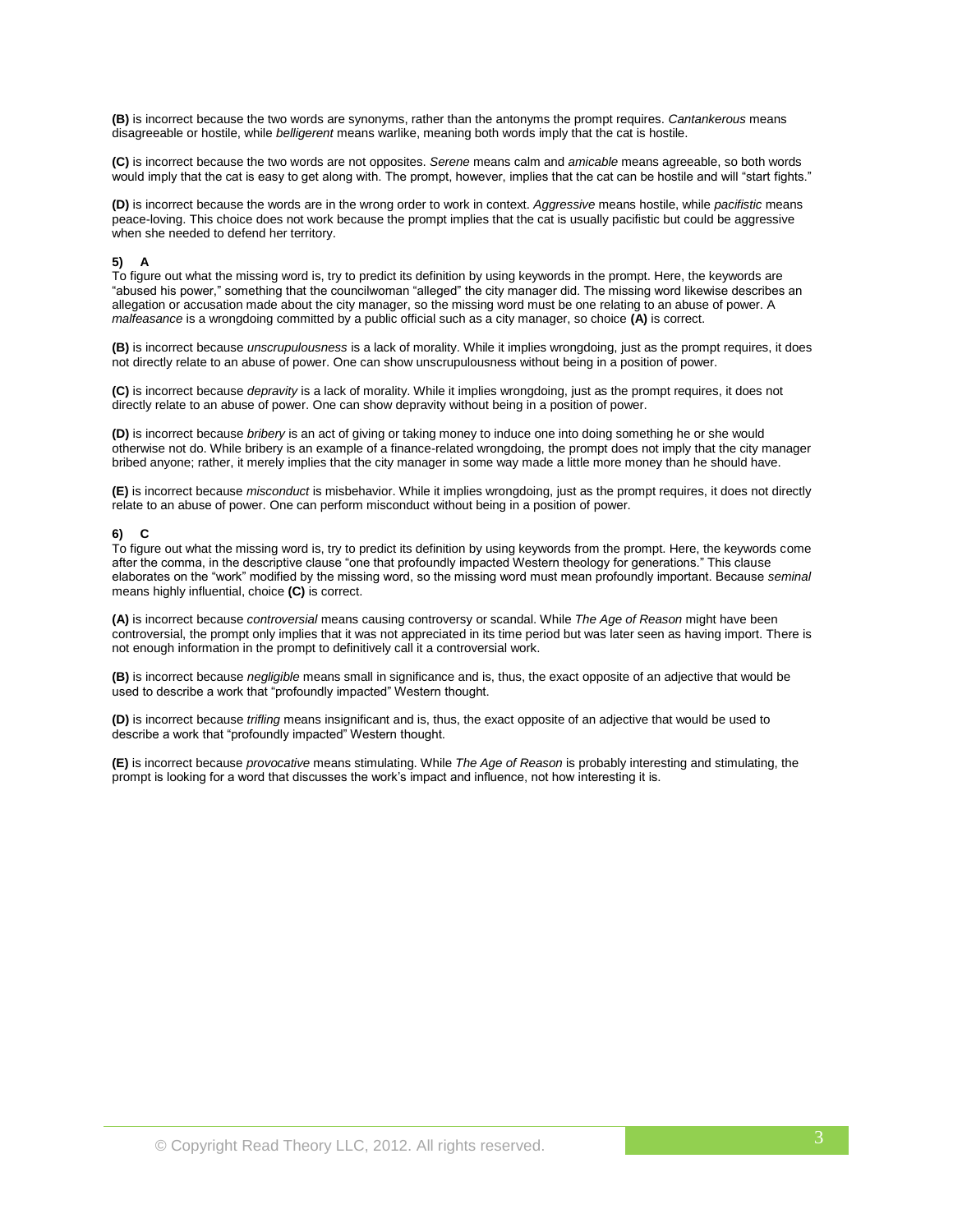**(B)** is incorrect because the two words are synonyms, rather than the antonyms the prompt requires. *Cantankerous* means disagreeable or hostile, while *belligerent* means warlike, meaning both words imply that the cat is hostile.

**(C)** is incorrect because the two words are not opposites. *Serene* means calm and *amicable* means agreeable, so both words would imply that the cat is easy to get along with. The prompt, however, implies that the cat can be hostile and will "start fights."

**(D)** is incorrect because the words are in the wrong order to work in context. *Aggressive* means hostile, while *pacifistic* means peace-loving. This choice does not work because the prompt implies that the cat is usually pacifistic but could be aggressive when she needed to defend her territory.

**5) A**

To figure out what the missing word is, try to predict its definition by using keywords in the prompt. Here, the keywords are "abused his power," something that the councilwoman "alleged" the city manager did. The missing word likewise describes an allegation or accusation made about the city manager, so the missing word must be one relating to an abuse of power. A *malfeasance* is a wrongdoing committed by a public official such as a city manager, so choice **(A)** is correct.

**(B)** is incorrect because *unscrupulousness* is a lack of morality. While it implies wrongdoing, just as the prompt requires, it does not directly relate to an abuse of power. One can show unscrupulousness without being in a position of power.

**(C)** is incorrect because *depravity* is a lack of morality. While it implies wrongdoing, just as the prompt requires, it does not directly relate to an abuse of power. One can show depravity without being in a position of power.

**(D)** is incorrect because *bribery* is an act of giving or taking money to induce one into doing something he or she would otherwise not do. While bribery is an example of a finance-related wrongdoing, the prompt does not imply that the city manager bribed anyone; rather, it merely implies that the city manager in some way made a little more money than he should have.

**(E)** is incorrect because *misconduct* is misbehavior. While it implies wrongdoing, just as the prompt requires, it does not directly relate to an abuse of power. One can perform misconduct without being in a position of power.

**6) C**

To figure out what the missing word is, try to predict its definition by using keywords from the prompt. Here, the keywords come after the comma, in the descriptive clause "one that profoundly impacted Western theology for generations." This clause elaborates on the "work" modified by the missing word, so the missing word must mean profoundly important. Because *seminal* means highly influential, choice **(C)** is correct.

**(A)** is incorrect because *controversial* means causing controversy or scandal. While *The Age of Reason* might have been controversial, the prompt only implies that it was not appreciated in its time period but was later seen as having import. There is not enough information in the prompt to definitively call it a controversial work.

**(B)** is incorrect because *negligible* means small in significance and is, thus, the exact opposite of an adjective that would be used to describe a work that "profoundly impacted" Western thought.

**(D)** is incorrect because *trifling* means insignificant and is, thus, the exact opposite of an adjective that would be used to describe a work that "profoundly impacted" Western thought.

**(E)** is incorrect because *provocative* means stimulating. While *The Age of Reason* is probably interesting and stimulating, the prompt is looking for a word that discusses the work's impact and influence, not how interesting it is.